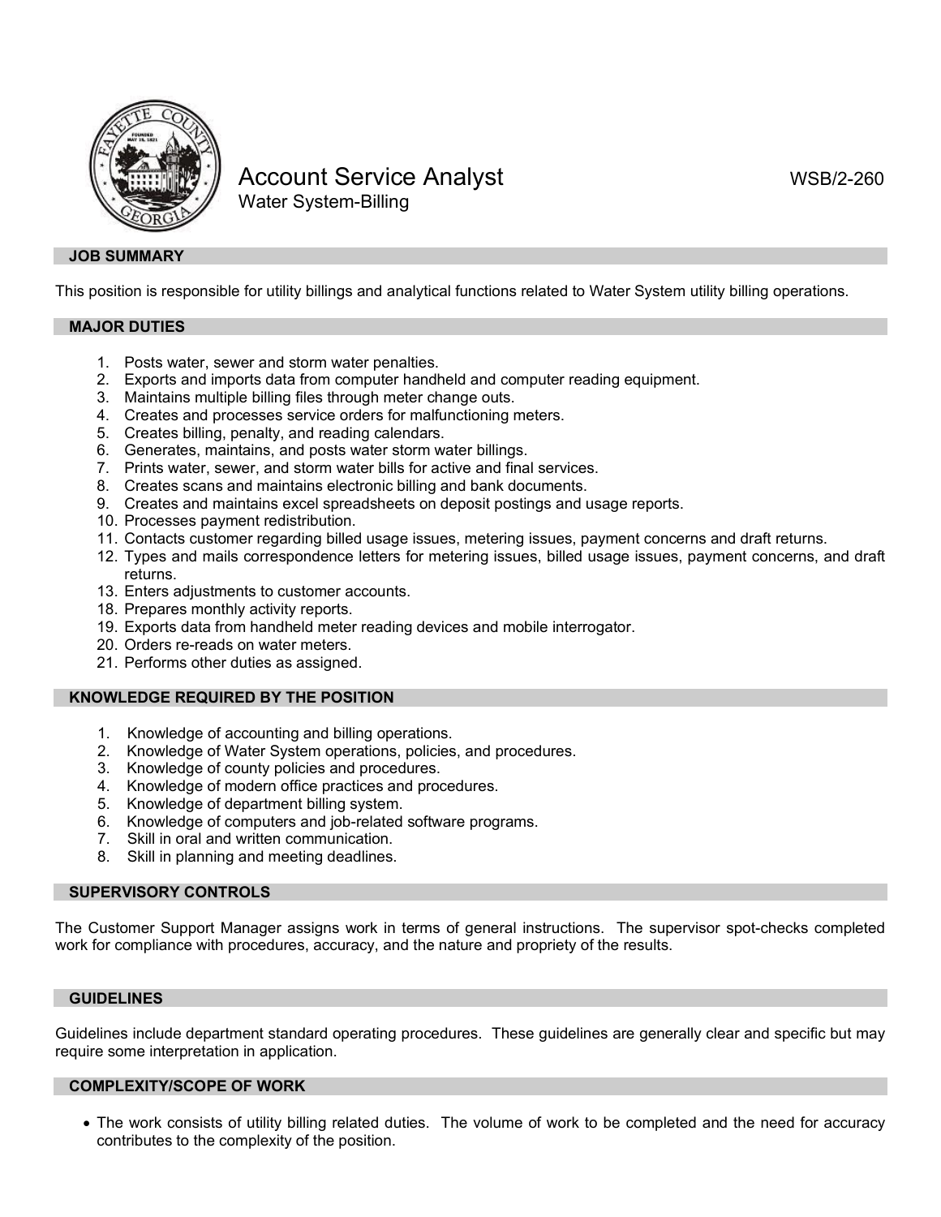# Account Service Analyst

WSB/2-260

Water System-Billing

## JOB SUMMARY

This position is responsible for utility billings and analytical functions related to Water System utility billing operations.

## MAJOR DUTIES

1. Posts water, sewer and storm water penalties.
2. Exports and imports data from computer handheld and computer reading equipment.
3. Maintains multiple billing files through meter change outs.
4. Creates and processes service orders for malfunctioning meters.
5. Creates billing, penalty, and reading calendars.
6. Generates, maintains, and posts water storm water billings.
7. Prints water, sewer, and storm water bills for active and final services.
8. Creates scans and maintains electronic billing and bank documents.
9. Creates and maintains excel spreadsheets on deposit postings and usage reports.
10. Processes payment redistribution.
11. Contacts customer regarding billed usage issues, metering issues, payment concerns and draft returns.
12. Types and mails correspondence letters for metering issues, billed usage issues, payment concerns, and draft returns.
13. Enters adjustments to customer accounts.
18. Prepares monthly activity reports.
19. Exports data from handheld meter reading devices and mobile interrogator.
20. Orders re-reads on water meters.
21. Performs other duties as assigned.

## KNOWLEDGE REQUIRED BY THE POSITION

1. Knowledge of accounting and billing operations.
2. Knowledge of Water System operations, policies, and procedures.
3. Knowledge of county policies and procedures.
4. Knowledge of modern office practices and procedures.
5. Knowledge of department billing system.
6. Knowledge of computers and job-related software programs.
7. Skill in oral and written communication.
8. Skill in planning and meeting deadlines.

## SUPERVISORY CONTROLS

The Customer Support Manager assigns work in terms of general instructions. The supervisor spot-checks completed work for compliance with procedures, accuracy, and the nature and propriety of the results.

## GUIDELINES

Guidelines include department standard operating procedures. These guidelines are generally clear and specific but may require some interpretation in application.

## COMPLEXITY/SCOPE OF WORK

- The work consists of utility billing related duties. The volume of work to be completed and the need for accuracy contributes to the complexity of the position.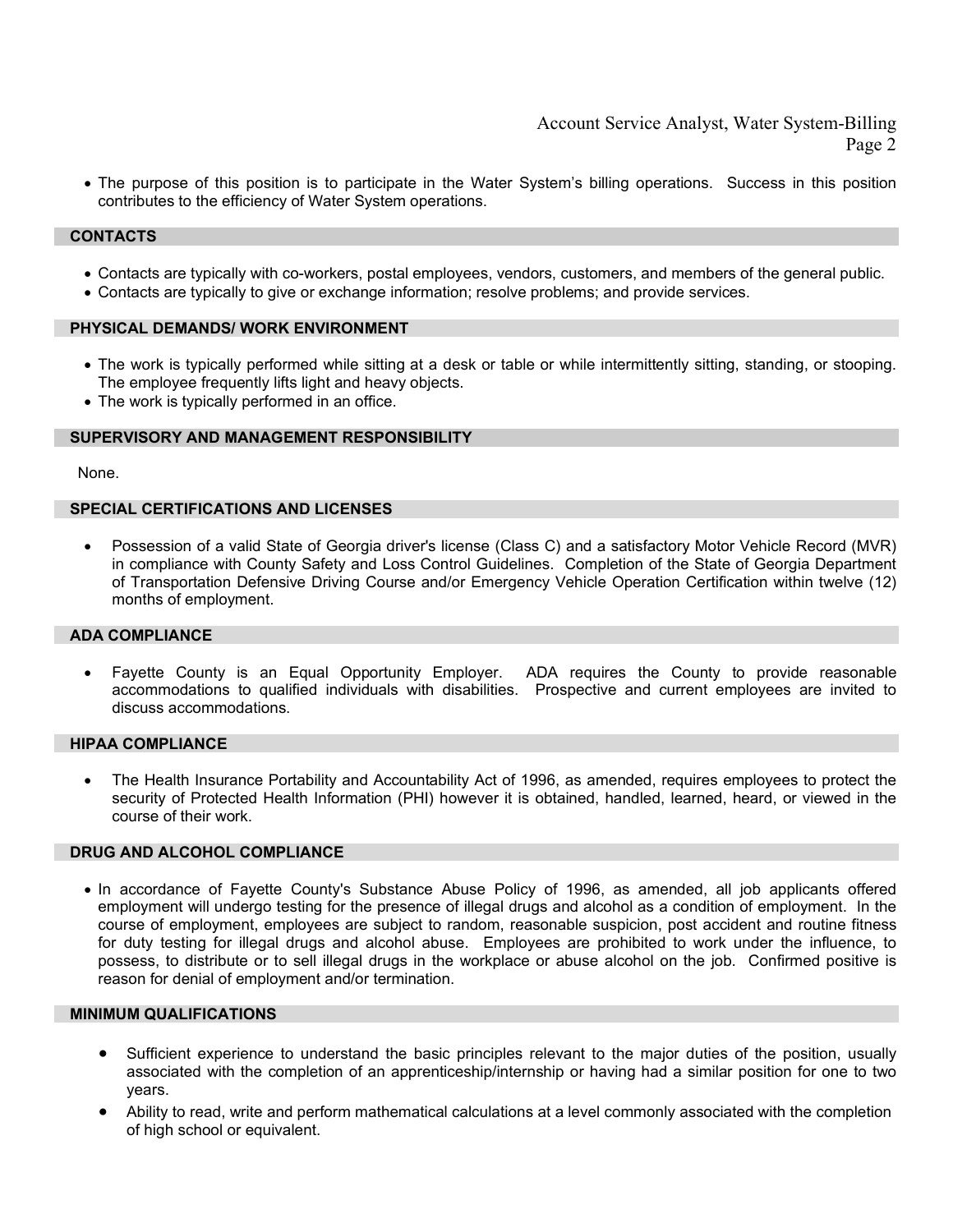- The purpose of this position is to participate in the Water System's billing operations. Success in this position contributes to the efficiency of Water System operations.

## CONTACTS

- Contacts are typically with co-workers, postal employees, vendors, customers, and members of the general public.
- Contacts are typically to give or exchange information; resolve problems; and provide services.

## PHYSICAL DEMANDS/ WORK ENVIRONMENT

- The work is typically performed while sitting at a desk or table or while intermittently sitting, standing, or stooping. The employee frequently lifts light and heavy objects.
- The work is typically performed in an office.

## SUPERVISORY AND MANAGEMENT RESPONSIBILITY

None.

## SPECIAL CERTIFICATIONS AND LICENSES

- Possession of a valid State of Georgia driver's license (Class C) and a satisfactory Motor Vehicle Record (MVR) in compliance with County Safety and Loss Control Guidelines. Completion of the State of Georgia Department of Transportation Defensive Driving Course and/or Emergency Vehicle Operation Certification within twelve (12) months of employment.

## ADA COMPLIANCE

- Fayette County is an Equal Opportunity Employer. ADA requires the County to provide reasonable accommodations to qualified individuals with disabilities. Prospective and current employees are invited to discuss accommodations.

## HIPAA COMPLIANCE

- The Health Insurance Portability and Accountability Act of 1996, as amended, requires employees to protect the security of Protected Health Information (PHI) however it is obtained, handled, learned, heard, or viewed in the course of their work.

## DRUG AND ALCOHOL COMPLIANCE

- In accordance of Fayette County's Substance Abuse Policy of 1996, as amended, all job applicants offered employment will undergo testing for the presence of illegal drugs and alcohol as a condition of employment. In the course of employment, employees are subject to random, reasonable suspicion, post accident and routine fitness for duty testing for illegal drugs and alcohol abuse. Employees are prohibited to work under the influence, to possess, to distribute or to sell illegal drugs in the workplace or abuse alcohol on the job. Confirmed positive is reason for denial of employment and/or termination.

## MINIMUM QUALIFICATIONS

- Sufficient experience to understand the basic principles relevant to the major duties of the position, usually associated with the completion of an apprenticeship/internship or having had a similar position for one to two years.
- Ability to read, write and perform mathematical calculations at a level commonly associated with the completion of high school or equivalent.